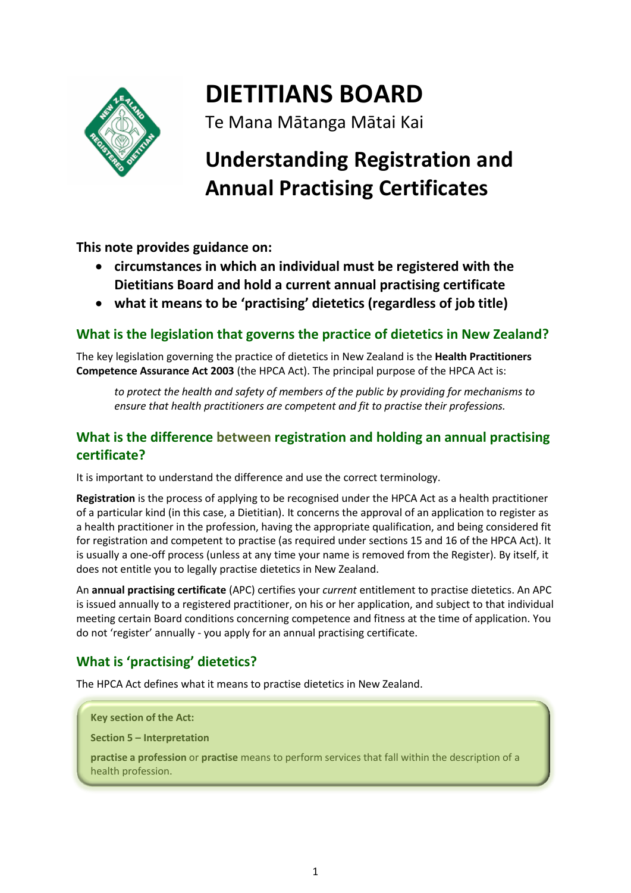# DIETITIANS BOARD

Te Mana Mātanga Mātai Kai

# Understanding Registration and Annual Practising Certificates

**This note provides guidance on:**

- **circumstances in which an individual must be registered with the Dietitians Board and hold a current annual practising certificate**
- **what it means to be 'practising' dietetics (regardless of job title)**

## What is the legislation that governs the practice of dietetics in New Zealand?

The key legislation governing the practice of dietetics in New Zealand is the **Health Practitioners Competence Assurance Act 2003** (the HPCA Act). The principal purpose of the HPCA Act is:

> *to protect the health and safety of members of the public by providing for mechanisms to ensure that health practitioners are competent and fit to practise their professions.*

## What is the difference between registration and holding an annual practising certificate?

It is important to understand the difference and use the correct terminology.

**Registration** is the process of applying to be recognised under the HPCA Act as a health practitioner of a particular kind (in this case, a Dietitian). It concerns the approval of an application to register as a health practitioner in the profession, having the appropriate qualification, and being considered fit for registration and competent to practise (as required under sections 15 and 16 of the HPCA Act). It is usually a one-off process (unless at any time your name is removed from the Register). By itself, it does not entitle you to legally practise dietetics in New Zealand.

An **annual practising certificate** (APC) certifies your *current* entitlement to practise dietetics. An APC is issued annually to a registered practitioner, on his or her application, and subject to that individual meeting certain Board conditions concerning competence and fitness at the time of application. You do not 'register' annually - you apply for an annual practising certificate.

## What is 'practising' dietetics?

The HPCA Act defines what it means to practise dietetics in New Zealand.

> **Key section of the Act:**
>
> **Section 5 – Interpretation**
>
> **practise a profession** or **practise** means to perform services that fall within the description of a health profession.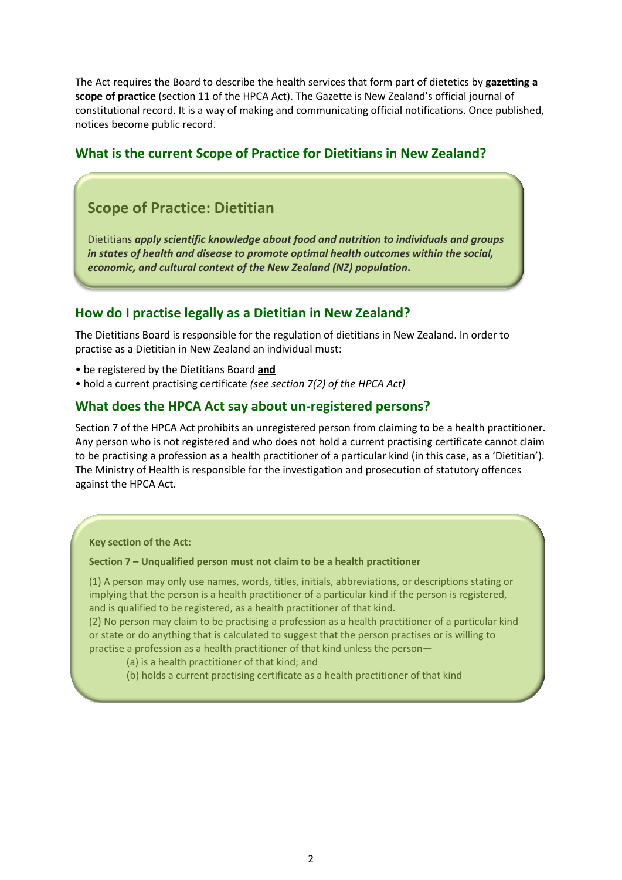The Act requires the Board to describe the health services that form part of dietetics by **gazetting a scope of practice** (section 11 of the HPCA Act). The Gazette is New Zealand's official journal of constitutional record. It is a way of making and communicating official notifications. Once published, notices become public record.

## What is the current Scope of Practice for Dietitians in New Zealand?

### Scope of Practice: Dietitian

Dietitians ***apply scientific knowledge about food and nutrition to individuals and groups in states of health and disease to promote optimal health outcomes within the social, economic, and cultural context of the New Zealand (NZ) population*.**

## How do I practise legally as a Dietitian in New Zealand?

The Dietitians Board is responsible for the regulation of dietitians in New Zealand. In order to practise as a Dietitian in New Zealand an individual must:

- be registered by the Dietitians Board **and**
- hold a current practising certificate *(see section 7(2) of the HPCA Act)*

## What does the HPCA Act say about un-registered persons?

Section 7 of the HPCA Act prohibits an unregistered person from claiming to be a health practitioner. Any person who is not registered and who does not hold a current practising certificate cannot claim to be practising a profession as a health practitioner of a particular kind (in this case, as a 'Dietitian'). The Ministry of Health is responsible for the investigation and prosecution of statutory offences against the HPCA Act.

**Key section of the Act:**

**Section 7 – Unqualified person must not claim to be a health practitioner**

(1) A person may only use names, words, titles, initials, abbreviations, or descriptions stating or implying that the person is a health practitioner of a particular kind if the person is registered, and is qualified to be registered, as a health practitioner of that kind.

(2) No person may claim to be practising a profession as a health practitioner of a particular kind or state or do anything that is calculated to suggest that the person practises or is willing to practise a profession as a health practitioner of that kind unless the person—

(a) is a health practitioner of that kind; and

(b) holds a current practising certificate as a health practitioner of that kind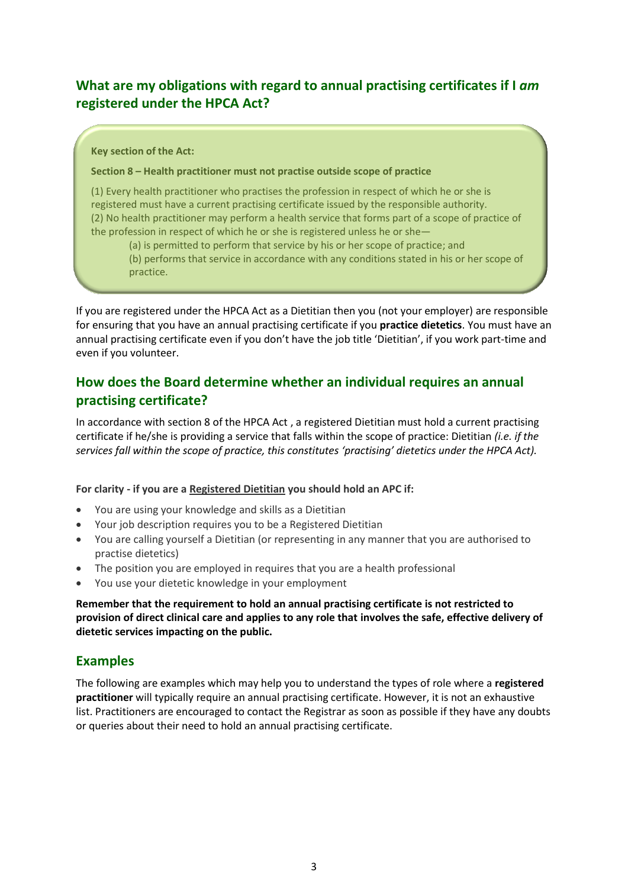## What are my obligations with regard to annual practising certificates if I *am* registered under the HPCA Act?

**Key section of the Act:**

**Section 8 – Health practitioner must not practise outside scope of practice**

(1) Every health practitioner who practises the profession in respect of which he or she is registered must have a current practising certificate issued by the responsible authority.
(2) No health practitioner may perform a health service that forms part of a scope of practice of the profession in respect of which he or she is registered unless he or she—

> (a) is permitted to perform that service by his or her scope of practice; and
> (b) performs that service in accordance with any conditions stated in his or her scope of practice.

If you are registered under the HPCA Act as a Dietitian then you (not your employer) are responsible for ensuring that you have an annual practising certificate if you **practice dietetics**. You must have an annual practising certificate even if you don't have the job title 'Dietitian', if you work part-time and even if you volunteer.

## How does the Board determine whether an individual requires an annual practising certificate?

In accordance with section 8 of the HPCA Act , a registered Dietitian must hold a current practising certificate if he/she is providing a service that falls within the scope of practice: Dietitian *(i.e. if the services fall within the scope of practice, this constitutes 'practising' dietetics under the HPCA Act).*

**For clarity - if you are a Registered Dietitian you should hold an APC if:**

- You are using your knowledge and skills as a Dietitian
- Your job description requires you to be a Registered Dietitian
- You are calling yourself a Dietitian (or representing in any manner that you are authorised to practise dietetics)
- The position you are employed in requires that you are a health professional
- You use your dietetic knowledge in your employment

**Remember that the requirement to hold an annual practising certificate is not restricted to provision of direct clinical care and applies to any role that involves the safe, effective delivery of dietetic services impacting on the public.**

## Examples

The following are examples which may help you to understand the types of role where a **registered practitioner** will typically require an annual practising certificate. However, it is not an exhaustive list. Practitioners are encouraged to contact the Registrar as soon as possible if they have any doubts or queries about their need to hold an annual practising certificate.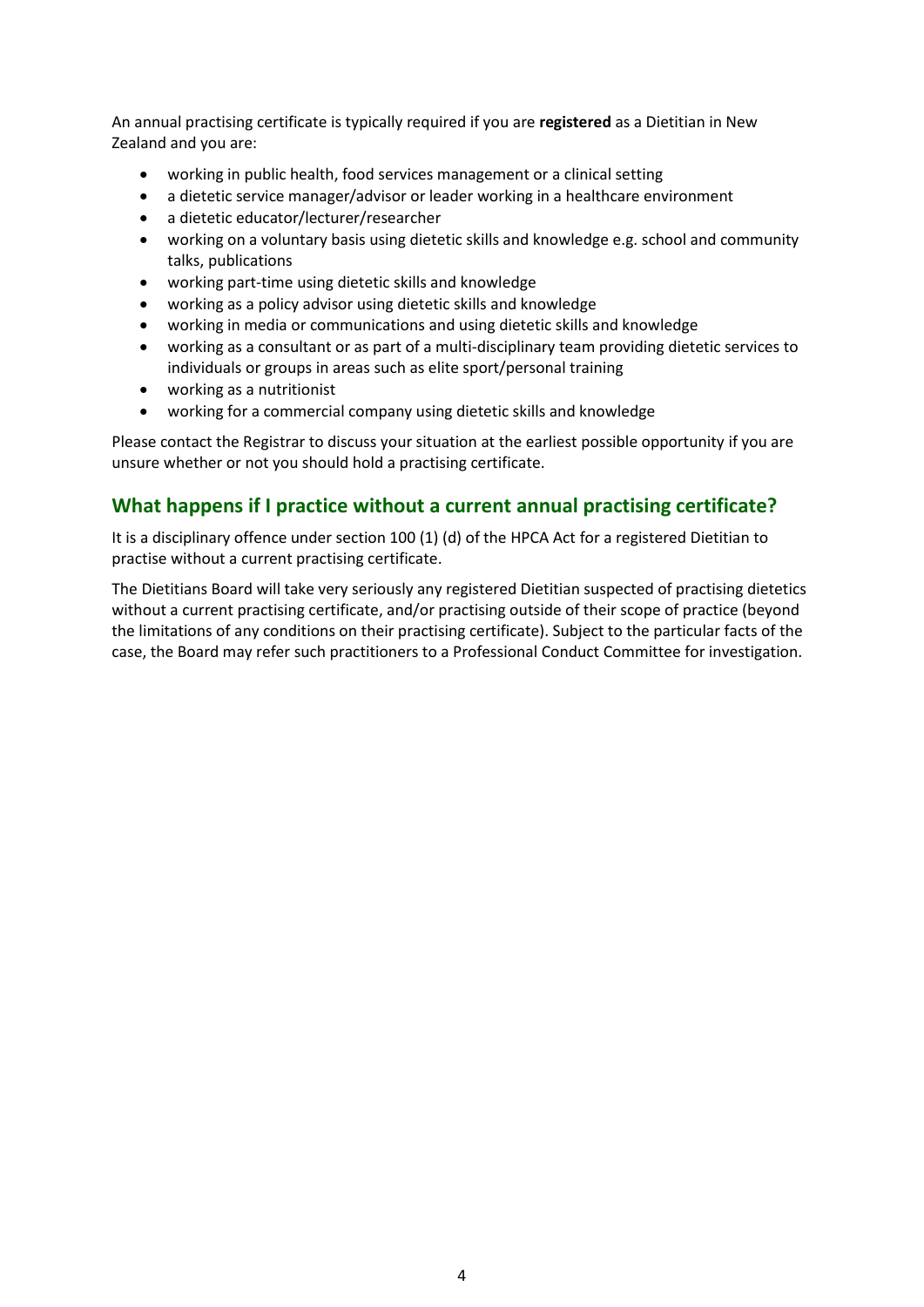An annual practising certificate is typically required if you are **registered** as a Dietitian in New Zealand and you are:

- working in public health, food services management or a clinical setting
- a dietetic service manager/advisor or leader working in a healthcare environment
- a dietetic educator/lecturer/researcher
- working on a voluntary basis using dietetic skills and knowledge e.g. school and community talks, publications
- working part-time using dietetic skills and knowledge
- working as a policy advisor using dietetic skills and knowledge
- working in media or communications and using dietetic skills and knowledge
- working as a consultant or as part of a multi-disciplinary team providing dietetic services to individuals or groups in areas such as elite sport/personal training
- working as a nutritionist
- working for a commercial company using dietetic skills and knowledge

Please contact the Registrar to discuss your situation at the earliest possible opportunity if you are unsure whether or not you should hold a practising certificate.

## What happens if I practice without a current annual practising certificate?

It is a disciplinary offence under section 100 (1) (d) of the HPCA Act for a registered Dietitian to practise without a current practising certificate.

The Dietitians Board will take very seriously any registered Dietitian suspected of practising dietetics without a current practising certificate, and/or practising outside of their scope of practice (beyond the limitations of any conditions on their practising certificate). Subject to the particular facts of the case, the Board may refer such practitioners to a Professional Conduct Committee for investigation.